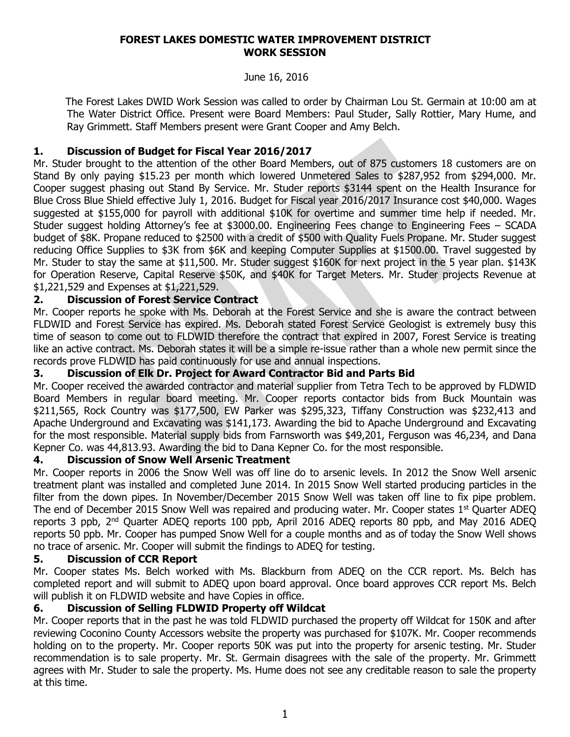**FOREST LAKES DOMESTIC WATER IMPROVEMENT DISTRICT**
**WORK SESSION**

June 16, 2016

The Forest Lakes DWID Work Session was called to order by Chairman Lou St. Germain at 10:00 am at The Water District Office. Present were Board Members: Paul Studer, Sally Rottier, Mary Hume, and Ray Grimmett. Staff Members present were Grant Cooper and Amy Belch.

### 1. Discussion of Budget for Fiscal Year 2016/2017

Mr. Studer brought to the attention of the other Board Members, out of 875 customers 18 customers are on Stand By only paying $15.23 per month which lowered Unmetered Sales to $287,952 from $294,000. Mr. Cooper suggest phasing out Stand By Service. Mr. Studer reports $3144 spent on the Health Insurance for Blue Cross Blue Shield effective July 1, 2016. Budget for Fiscal year 2016/2017 Insurance cost $40,000. Wages suggested at $155,000 for payroll with additional $10K for overtime and summer time help if needed. Mr. Studer suggest holding Attorney's fee at $3000.00. Engineering Fees change to Engineering Fees – SCADA budget of $8K. Propane reduced to $2500 with a credit of $500 with Quality Fuels Propane. Mr. Studer suggest reducing Office Supplies to $3K from $6K and keeping Computer Supplies at $1500.00. Travel suggested by Mr. Studer to stay the same at $11,500. Mr. Studer suggest $160K for next project in the 5 year plan. $143K for Operation Reserve, Capital Reserve $50K, and $40K for Target Meters. Mr. Studer projects Revenue at $1,221,529 and Expenses at $1,221,529.

### 2. Discussion of Forest Service Contract

Mr. Cooper reports he spoke with Ms. Deborah at the Forest Service and she is aware the contract between FLDWID and Forest Service has expired. Ms. Deborah stated Forest Service Geologist is extremely busy this time of season to come out to FLDWID therefore the contract that expired in 2007, Forest Service is treating like an active contract. Ms. Deborah states it will be a simple re-issue rather than a whole new permit since the records prove FLDWID has paid continuously for use and annual inspections.

### 3. Discussion of Elk Dr. Project for Award Contractor Bid and Parts Bid

Mr. Cooper received the awarded contractor and material supplier from Tetra Tech to be approved by FLDWID Board Members in regular board meeting. Mr. Cooper reports contactor bids from Buck Mountain was $211,565, Rock Country was $177,500, EW Parker was $295,323, Tiffany Construction was $232,413 and Apache Underground and Excavating was $141,173. Awarding the bid to Apache Underground and Excavating for the most responsible. Material supply bids from Farnsworth was $49,201, Ferguson was 46,234, and Dana Kepner Co. was 44,813.93. Awarding the bid to Dana Kepner Co. for the most responsible.

### 4. Discussion of Snow Well Arsenic Treatment

Mr. Cooper reports in 2006 the Snow Well was off line do to arsenic levels. In 2012 the Snow Well arsenic treatment plant was installed and completed June 2014. In 2015 Snow Well started producing particles in the filter from the down pipes. In November/December 2015 Snow Well was taken off line to fix pipe problem. The end of December 2015 Snow Well was repaired and producing water. Mr. Cooper states 1st Quarter ADEQ reports 3 ppb, 2nd Quarter ADEQ reports 100 ppb, April 2016 ADEQ reports 80 ppb, and May 2016 ADEQ reports 50 ppb. Mr. Cooper has pumped Snow Well for a couple months and as of today the Snow Well shows no trace of arsenic. Mr. Cooper will submit the findings to ADEQ for testing.

### 5. Discussion of CCR Report

Mr. Cooper states Ms. Belch worked with Ms. Blackburn from ADEQ on the CCR report. Ms. Belch has completed report and will submit to ADEQ upon board approval. Once board approves CCR report Ms. Belch will publish it on FLDWID website and have Copies in office.

### 6. Discussion of Selling FLDWID Property off Wildcat

Mr. Cooper reports that in the past he was told FLDWID purchased the property off Wildcat for 150K and after reviewing Coconino County Accessors website the property was purchased for $107K. Mr. Cooper recommends holding on to the property. Mr. Cooper reports 50K was put into the property for arsenic testing. Mr. Studer recommendation is to sale property. Mr. St. Germain disagrees with the sale of the property. Mr. Grimmett agrees with Mr. Studer to sale the property. Ms. Hume does not see any creditable reason to sale the property at this time.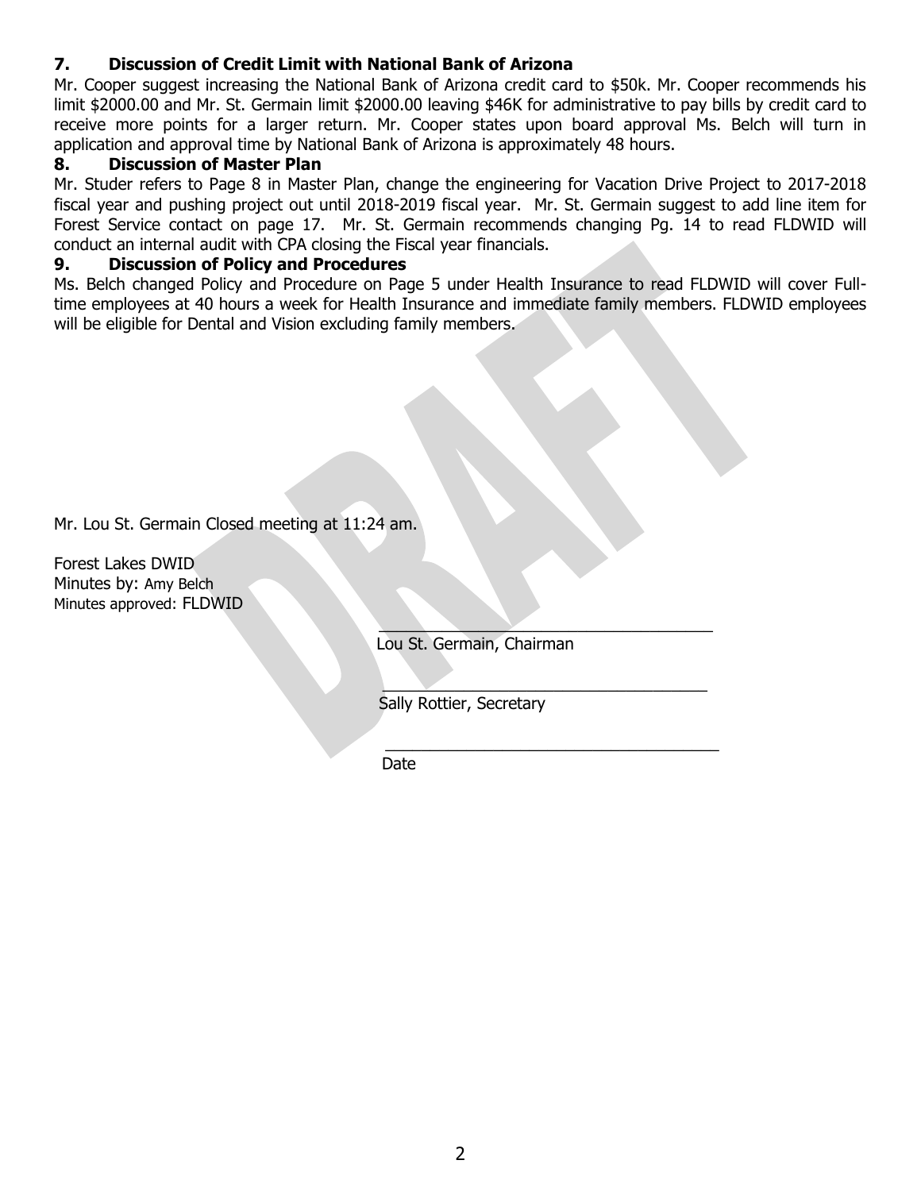**7. Discussion of Credit Limit with National Bank of Arizona**

Mr. Cooper suggest increasing the National Bank of Arizona credit card to $50k. Mr. Cooper recommends his limit $2000.00 and Mr. St. Germain limit $2000.00 leaving $46K for administrative to pay bills by credit card to receive more points for a larger return. Mr. Cooper states upon board approval Ms. Belch will turn in application and approval time by National Bank of Arizona is approximately 48 hours.

**8. Discussion of Master Plan**

Mr. Studer refers to Page 8 in Master Plan, change the engineering for Vacation Drive Project to 2017-2018 fiscal year and pushing project out until 2018-2019 fiscal year. Mr. St. Germain suggest to add line item for Forest Service contact on page 17. Mr. St. Germain recommends changing Pg. 14 to read FLDWID will conduct an internal audit with CPA closing the Fiscal year financials.

**9. Discussion of Policy and Procedures**

Ms. Belch changed Policy and Procedure on Page 5 under Health Insurance to read FLDWID will cover Full-time employees at 40 hours a week for Health Insurance and immediate family members. FLDWID employees will be eligible for Dental and Vision excluding family members.

DRAFT

Mr. Lou St. Germain Closed meeting at 11:24 am.

Forest Lakes DWID
Minutes by: Amy Belch
Minutes approved: FLDWID

_____________________________________
Lou St. Germain, Chairman

_____________________________________
Sally Rottier, Secretary

_____________________________________
Date